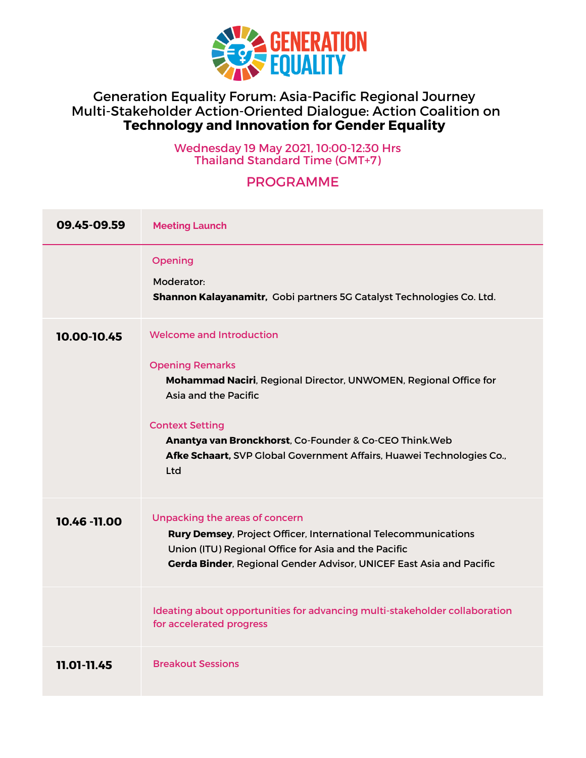GENERATION EQUALITY

# Generation Equality Forum: Asia-Pacific Regional Journey Multi-Stakeholder Action-Oriented Dialogue: Action Coalition on **Technology and Innovation for Gender Equality**

Wednesday 19 May 2021, 10:00-12:30 Hrs
Thailand Standard Time (GMT+7)

## PROGRAMME

| | |
|---|---|
| **09.45-09.59** | Meeting Launch |
| | Opening<br><br>Moderator:<br>**Shannon Kalayanamitr,** Gobi partners 5G Catalyst Technologies Co. Ltd. |
| **10.00-10.45** | Welcome and Introduction<br><br>Opening Remarks<br>**Mohammad Naciri**, Regional Director, UNWOMEN, Regional Office for Asia and the Pacific<br><br>Context Setting<br>**Anantya van Bronckhorst**, Co-Founder & Co-CEO Think.Web<br>**Afke Schaart,** SVP Global Government Affairs, Huawei Technologies Co., Ltd |
| **10.46 -11.00** | Unpacking the areas of concern<br>**Rury Demsey**, Project Officer, International Telecommunications Union (ITU) Regional Office for Asia and the Pacific<br>**Gerda Binder**, Regional Gender Advisor, UNICEF East Asia and Pacific |
| | Ideating about opportunities for advancing multi-stakeholder collaboration for accelerated progress |
| **11.01-11.45** | Breakout Sessions |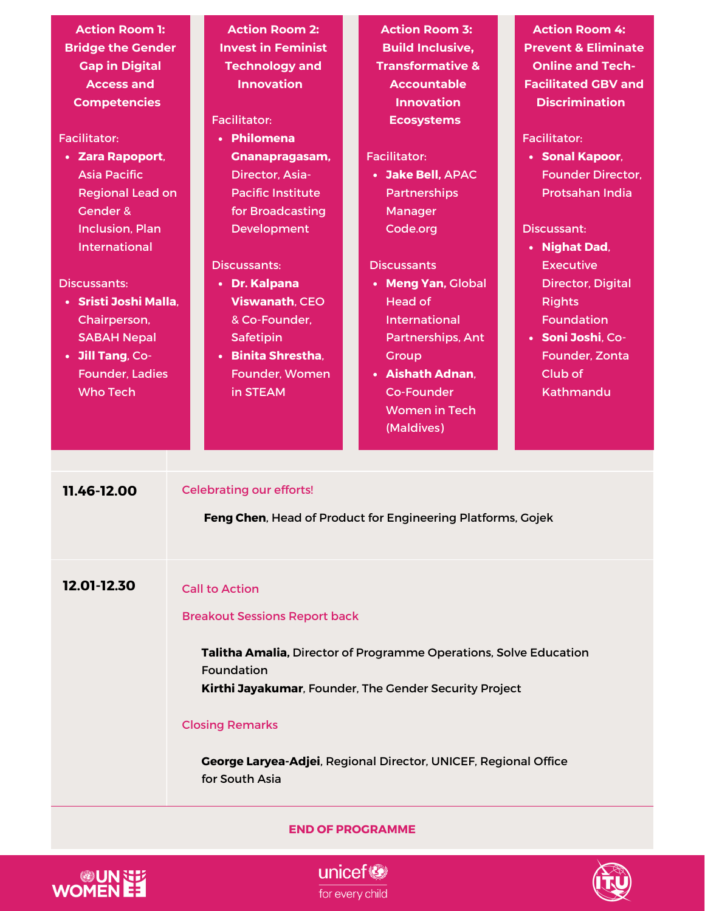**Action Room 1: Bridge the Gender Gap in Digital Access and Competencies**

Facilitator:

- **Zara Rapoport**, Asia Pacific Regional Lead on Gender & Inclusion, Plan International

Discussants:

- **Sristi Joshi Malla**, Chairperson, SABAH Nepal
- **Jill Tang**, Co-Founder, Ladies Who Tech

**Action Room 2: Invest in Feminist Technology and Innovation**

Facilitator:

- **Philomena Gnanapragasam**, Director, Asia-Pacific Institute for Broadcasting Development

Discussants:

- **Dr. Kalpana Viswanath**, CEO & Co-Founder, Safetipin
- **Binita Shrestha**, Founder, Women in STEAM

**Action Room 3: Build Inclusive, Transformative & Accountable Innovation Ecosystems**

Facilitator:

- **Jake Bell,** APAC Partnerships Manager Code.org

Discussants

- **Meng Yan,** Global Head of International Partnerships, Ant Group
- **Aishath Adnan**, Co-Founder Women in Tech (Maldives)

**Action Room 4: Prevent & Eliminate Online and Tech-Facilitated GBV and Discrimination**

Facilitator:

- **Sonal Kapoor**, Founder Director, Protsahan India

Discussant:

- **Nighat Dad**, Executive Director, Digital Rights Foundation
- **Soni Joshi**, Co-Founder, Zonta Club of Kathmandu

| | |
|---|---|
| **11.46-12.00** | Celebrating our efforts!<br><br>**Feng Chen**, Head of Product for Engineering Platforms, Gojek |
| **12.01-12.30** | Call to Action<br><br>Breakout Sessions Report back<br><br>**Talitha Amalia,** Director of Programme Operations, Solve Education Foundation<br>**Kirthi Jayakumar**, Founder, The Gender Security Project<br><br>Closing Remarks<br><br>**George Laryea-Adjei**, Regional Director, UNICEF, Regional Office for South Asia |

**END OF PROGRAMME**

UN WOMEN unicef for every child ITU